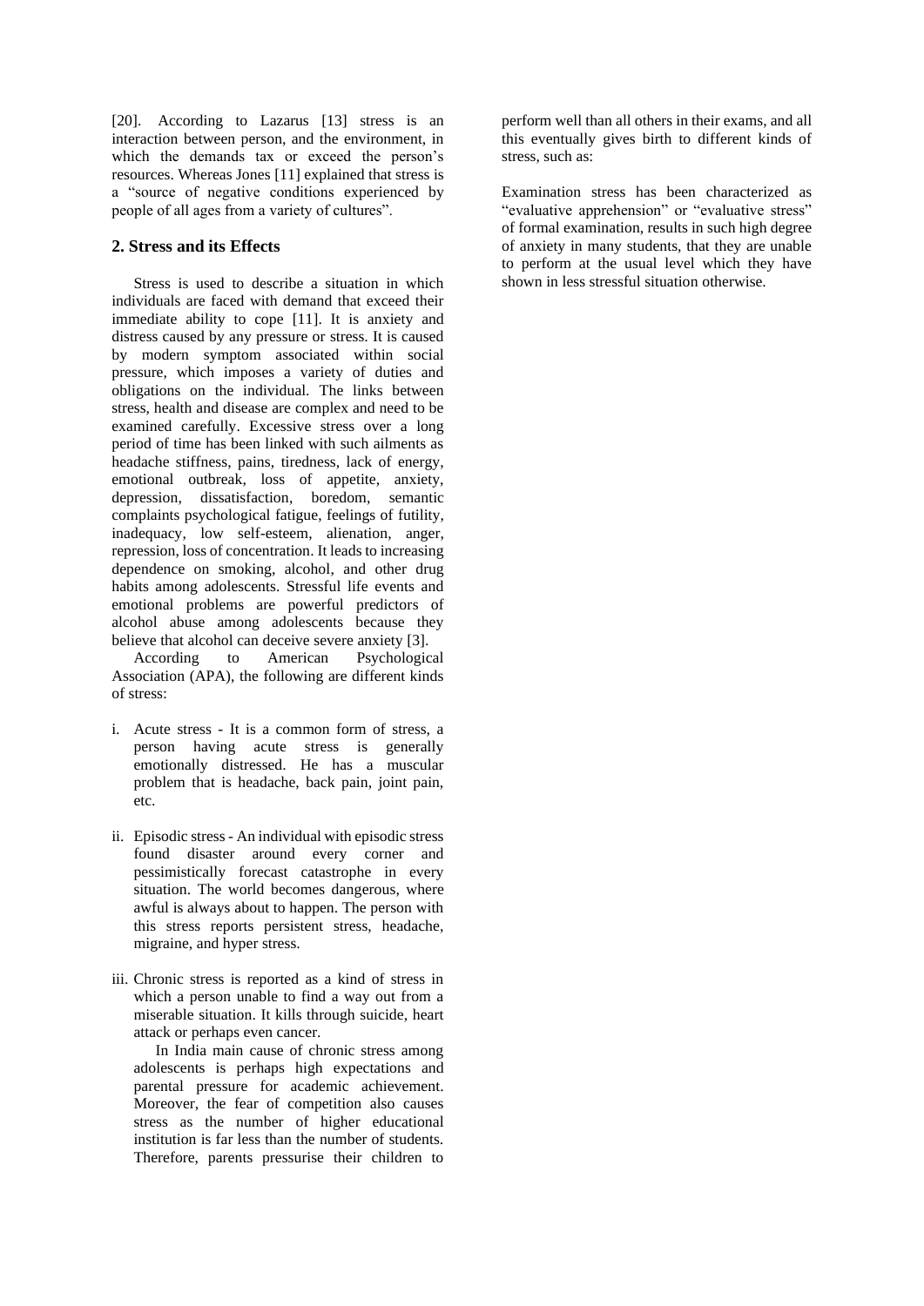[20]. According to Lazarus [13] stress is an interaction between person, and the environment, in which the demands tax or exceed the person's resources. Whereas Jones [11] explained that stress is a "source of negative conditions experienced by people of all ages from a variety of cultures".

## 2. Stress and its Effects

Stress is used to describe a situation in which individuals are faced with demand that exceed their immediate ability to cope [11]. It is anxiety and distress caused by any pressure or stress. It is caused by modern symptom associated within social pressure, which imposes a variety of duties and obligations on the individual. The links between stress, health and disease are complex and need to be examined carefully. Excessive stress over a long period of time has been linked with such ailments as headache stiffness, pains, tiredness, lack of energy, emotional outbreak, loss of appetite, anxiety, depression, dissatisfaction, boredom, semantic complaints psychological fatigue, feelings of futility, inadequacy, low self-esteem, alienation, anger, repression, loss of concentration. It leads to increasing dependence on smoking, alcohol, and other drug habits among adolescents. Stressful life events and emotional problems are powerful predictors of alcohol abuse among adolescents because they believe that alcohol can deceive severe anxiety [3].

According to American Psychological Association (APA), the following are different kinds of stress:

i. Acute stress - It is a common form of stress, a person having acute stress is generally emotionally distressed. He has a muscular problem that is headache, back pain, joint pain, etc.

ii. Episodic stress - An individual with episodic stress found disaster around every corner and pessimistically forecast catastrophe in every situation. The world becomes dangerous, where awful is always about to happen. The person with this stress reports persistent stress, headache, migraine, and hyper stress.

iii. Chronic stress is reported as a kind of stress in which a person unable to find a way out from a miserable situation. It kills through suicide, heart attack or perhaps even cancer.

In India main cause of chronic stress among adolescents is perhaps high expectations and parental pressure for academic achievement. Moreover, the fear of competition also causes stress as the number of higher educational institution is far less than the number of students. Therefore, parents pressurise their children to perform well than all others in their exams, and all this eventually gives birth to different kinds of stress, such as:

Examination stress has been characterized as "evaluative apprehension" or "evaluative stress" of formal examination, results in such high degree of anxiety in many students, that they are unable to perform at the usual level which they have shown in less stressful situation otherwise.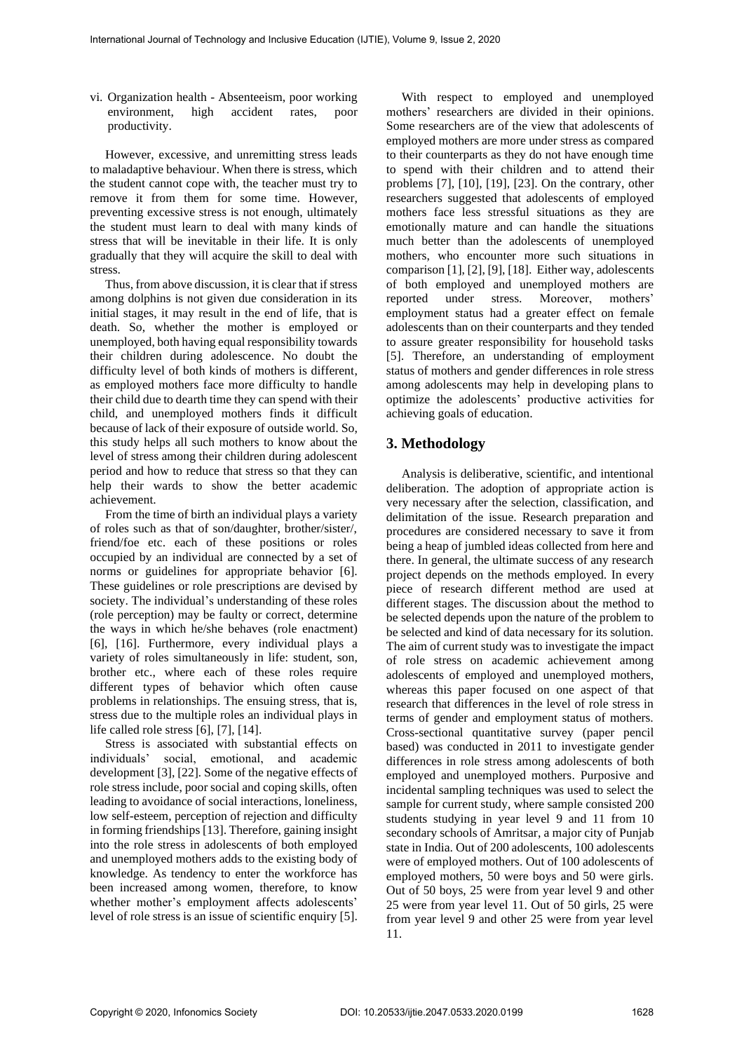vi. Organization health - Absenteeism, poor working environment, high accident rates, poor productivity.

However, excessive, and unremitting stress leads to maladaptive behaviour. When there is stress, which the student cannot cope with, the teacher must try to remove it from them for some time. However, preventing excessive stress is not enough, ultimately the student must learn to deal with many kinds of stress that will be inevitable in their life. It is only gradually that they will acquire the skill to deal with stress.

Thus, from above discussion, it is clear that if stress among dolphins is not given due consideration in its initial stages, it may result in the end of life, that is death. So, whether the mother is employed or unemployed, both having equal responsibility towards their children during adolescence. No doubt the difficulty level of both kinds of mothers is different, as employed mothers face more difficulty to handle their child due to dearth time they can spend with their child, and unemployed mothers finds it difficult because of lack of their exposure of outside world. So, this study helps all such mothers to know about the level of stress among their children during adolescent period and how to reduce that stress so that they can help their wards to show the better academic achievement.

From the time of birth an individual plays a variety of roles such as that of son/daughter, brother/sister/, friend/foe etc. each of these positions or roles occupied by an individual are connected by a set of norms or guidelines for appropriate behavior [6]. These guidelines or role prescriptions are devised by society. The individual's understanding of these roles (role perception) may be faulty or correct, determine the ways in which he/she behaves (role enactment) [6], [16]. Furthermore, every individual plays a variety of roles simultaneously in life: student, son, brother etc., where each of these roles require different types of behavior which often cause problems in relationships. The ensuing stress, that is, stress due to the multiple roles an individual plays in life called role stress [6], [7], [14].

Stress is associated with substantial effects on individuals' social, emotional, and academic development [3], [22]. Some of the negative effects of role stress include, poor social and coping skills, often leading to avoidance of social interactions, loneliness, low self-esteem, perception of rejection and difficulty in forming friendships [13]. Therefore, gaining insight into the role stress in adolescents of both employed and unemployed mothers adds to the existing body of knowledge. As tendency to enter the workforce has been increased among women, therefore, to know whether mother's employment affects adolescents' level of role stress is an issue of scientific enquiry [5].

With respect to employed and unemployed mothers' researchers are divided in their opinions. Some researchers are of the view that adolescents of employed mothers are more under stress as compared to their counterparts as they do not have enough time to spend with their children and to attend their problems [7], [10], [19], [23]. On the contrary, other researchers suggested that adolescents of employed mothers face less stressful situations as they are emotionally mature and can handle the situations much better than the adolescents of unemployed mothers, who encounter more such situations in comparison [1], [2], [9], [18]. Either way, adolescents of both employed and unemployed mothers are reported under stress. Moreover, mothers' employment status had a greater effect on female adolescents than on their counterparts and they tended to assure greater responsibility for household tasks [5]. Therefore, an understanding of employment status of mothers and gender differences in role stress among adolescents may help in developing plans to optimize the adolescents' productive activities for achieving goals of education.

## 3. Methodology

Analysis is deliberative, scientific, and intentional deliberation. The adoption of appropriate action is very necessary after the selection, classification, and delimitation of the issue. Research preparation and procedures are considered necessary to save it from being a heap of jumbled ideas collected from here and there. In general, the ultimate success of any research project depends on the methods employed. In every piece of research different method are used at different stages. The discussion about the method to be selected depends upon the nature of the problem to be selected and kind of data necessary for its solution. The aim of current study was to investigate the impact of role stress on academic achievement among adolescents of employed and unemployed mothers, whereas this paper focused on one aspect of that research that differences in the level of role stress in terms of gender and employment status of mothers. Cross-sectional quantitative survey (paper pencil based) was conducted in 2011 to investigate gender differences in role stress among adolescents of both employed and unemployed mothers. Purposive and incidental sampling techniques was used to select the sample for current study, where sample consisted 200 students studying in year level 9 and 11 from 10 secondary schools of Amritsar, a major city of Punjab state in India. Out of 200 adolescents, 100 adolescents were of employed mothers. Out of 100 adolescents of employed mothers, 50 were boys and 50 were girls. Out of 50 boys, 25 were from year level 9 and other 25 were from year level 11. Out of 50 girls, 25 were from year level 9 and other 25 were from year level 11.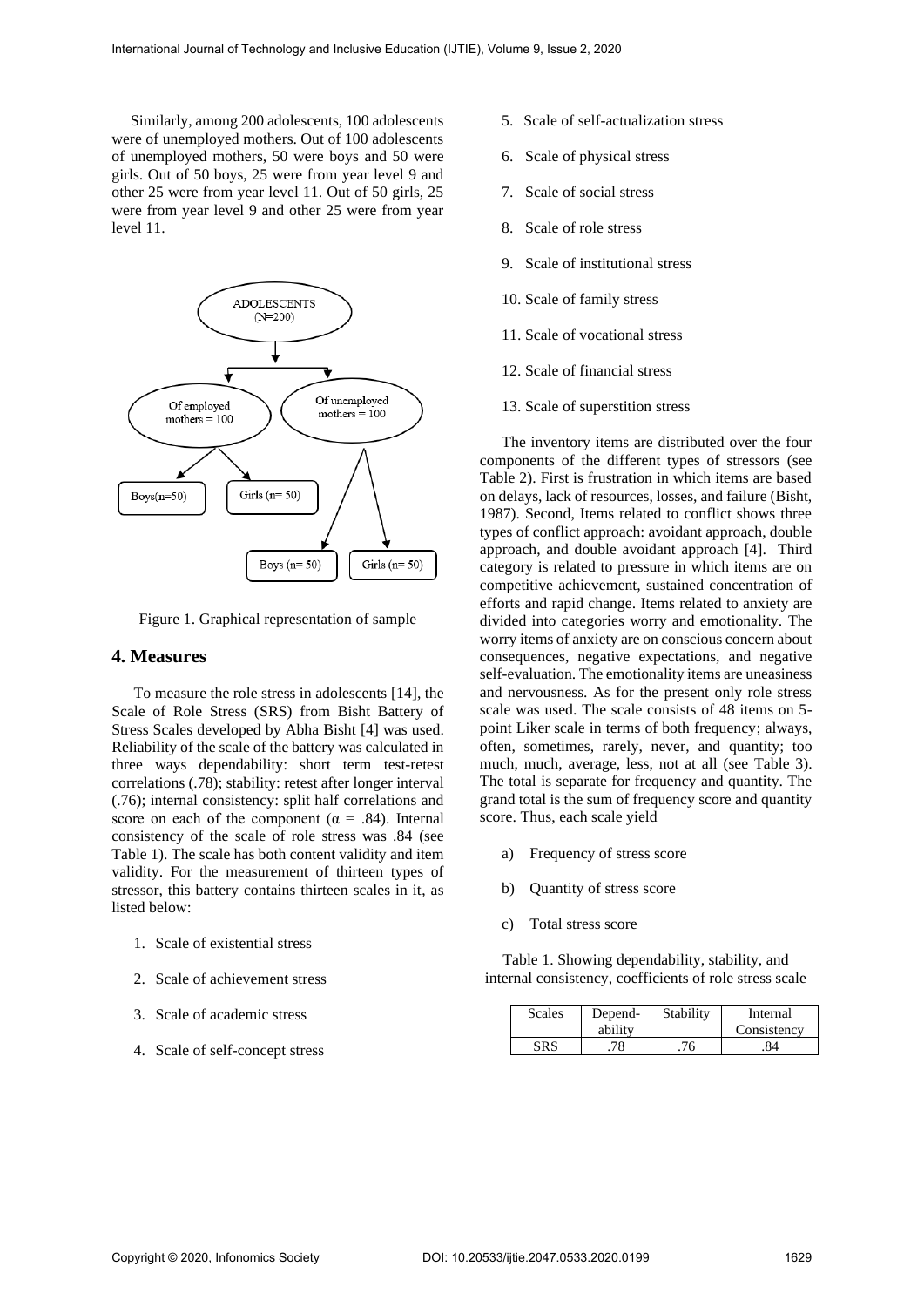Similarly, among 200 adolescents, 100 adolescents were of unemployed mothers. Out of 100 adolescents of unemployed mothers, 50 were boys and 50 were girls. Out of 50 boys, 25 were from year level 9 and other 25 were from year level 11. Out of 50 girls, 25 were from year level 9 and other 25 were from year level 11.

Figure 1. Graphical representation of sample

## 4. Measures

To measure the role stress in adolescents [14], the Scale of Role Stress (SRS) from Bisht Battery of Stress Scales developed by Abha Bisht [4] was used. Reliability of the scale of the battery was calculated in three ways dependability: short term test-retest correlations (.78); stability: retest after longer interval (.76); internal consistency: split half correlations and score on each of the component ($\alpha$ = .84). Internal consistency of the scale of role stress was .84 (see Table 1). The scale has both content validity and item validity. For the measurement of thirteen types of stressor, this battery contains thirteen scales in it, as listed below:

1. Scale of existential stress
2. Scale of achievement stress
3. Scale of academic stress
4. Scale of self-concept stress
5. Scale of self-actualization stress
6. Scale of physical stress
7. Scale of social stress
8. Scale of role stress
9. Scale of institutional stress
10. Scale of family stress
11. Scale of vocational stress
12. Scale of financial stress
13. Scale of superstition stress

The inventory items are distributed over the four components of the different types of stressors (see Table 2). First is frustration in which items are based on delays, lack of resources, losses, and failure (Bisht, 1987). Second, Items related to conflict shows three types of conflict approach: avoidant approach, double approach, and double avoidant approach [4]. Third category is related to pressure in which items are on competitive achievement, sustained concentration of efforts and rapid change. Items related to anxiety are divided into categories worry and emotionality. The worry items of anxiety are on conscious concern about consequences, negative expectations, and negative self-evaluation. The emotionality items are uneasiness and nervousness. As for the present only role stress scale was used. The scale consists of 48 items on 5-point Liker scale in terms of both frequency; always, often, sometimes, rarely, never, and quantity; too much, much, average, less, not at all (see Table 3). The total is separate for frequency and quantity. The grand total is the sum of frequency score and quantity score. Thus, each scale yield

a) Frequency of stress score

b) Quantity of stress score

c) Total stress score

Table 1. Showing dependability, stability, and internal consistency, coefficients of role stress scale

| Scales | Depend-ability | Stability | Internal Consistency |
|---|---|---|---|
| SRS | .78 | .76 | .84 |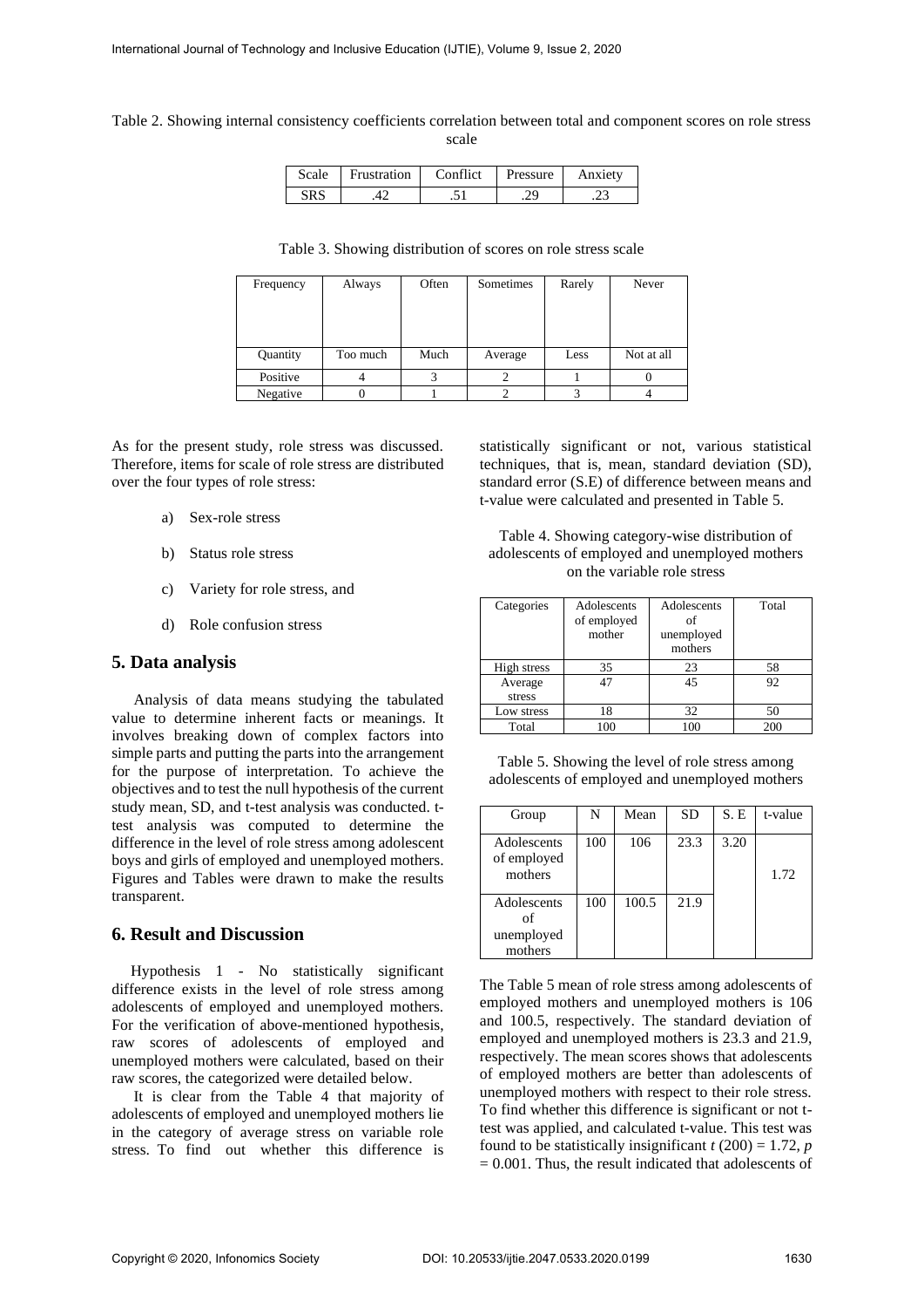Table 2. Showing internal consistency coefficients correlation between total and component scores on role stress scale

| Scale | Frustration | Conflict | Pressure | Anxiety |
|---|---|---|---|---|
| SRS | .42 | .51 | .29 | .23 |

Table 3. Showing distribution of scores on role stress scale

| Frequency | Always | Often | Sometimes | Rarely | Never |
|---|---|---|---|---|---|
| Quantity | Too much | Much | Average | Less | Not at all |
| Positive | 4 | 3 | 2 | 1 | 0 |
| Negative | 0 | 1 | 2 | 3 | 4 |

As for the present study, role stress was discussed. Therefore, items for scale of role stress are distributed over the four types of role stress:

a) Sex-role stress

b) Status role stress

c) Variety for role stress, and

d) Role confusion stress

## 5. Data analysis

Analysis of data means studying the tabulated value to determine inherent facts or meanings. It involves breaking down of complex factors into simple parts and putting the parts into the arrangement for the purpose of interpretation. To achieve the objectives and to test the null hypothesis of the current study mean, SD, and t-test analysis was conducted. t-test analysis was computed to determine the difference in the level of role stress among adolescent boys and girls of employed and unemployed mothers. Figures and Tables were drawn to make the results transparent.

## 6. Result and Discussion

Hypothesis 1 - No statistically significant difference exists in the level of role stress among adolescents of employed and unemployed mothers. For the verification of above-mentioned hypothesis, raw scores of adolescents of employed and unemployed mothers were calculated, based on their raw scores, the categorized were detailed below.

It is clear from the Table 4 that majority of adolescents of employed and unemployed mothers lie in the category of average stress on variable role stress. To find out whether this difference is statistically significant or not, various statistical techniques, that is, mean, standard deviation (SD), standard error (S.E) of difference between means and t-value were calculated and presented in Table 5.

Table 4. Showing category-wise distribution of adolescents of employed and unemployed mothers on the variable role stress

| Categories | Adolescents of employed mother | Adolescents of unemployed mothers | Total |
|---|---|---|---|
| High stress | 35 | 23 | 58 |
| Average stress | 47 | 45 | 92 |
| Low stress | 18 | 32 | 50 |
| Total | 100 | 100 | 200 |

Table 5. Showing the level of role stress among adolescents of employed and unemployed mothers

| Group | N | Mean | SD | S. E | t-value |
|---|---|---|---|---|---|
| Adolescents of employed mothers | 100 | 106 | 23.3 | 3.20 | 1.72 |
| Adolescents of unemployed mothers | 100 | 100.5 | 21.9 | | |

The Table 5 mean of role stress among adolescents of employed mothers and unemployed mothers is 106 and 100.5, respectively. The standard deviation of employed and unemployed mothers is 23.3 and 21.9, respectively. The mean scores shows that adolescents of employed mothers are better than adolescents of unemployed mothers with respect to their role stress. To find whether this difference is significant or not t-test was applied, and calculated t-value. This test was found to be statistically insignificant $t\ (200) = 1.72$, $p = 0.001$. Thus, the result indicated that adolescents of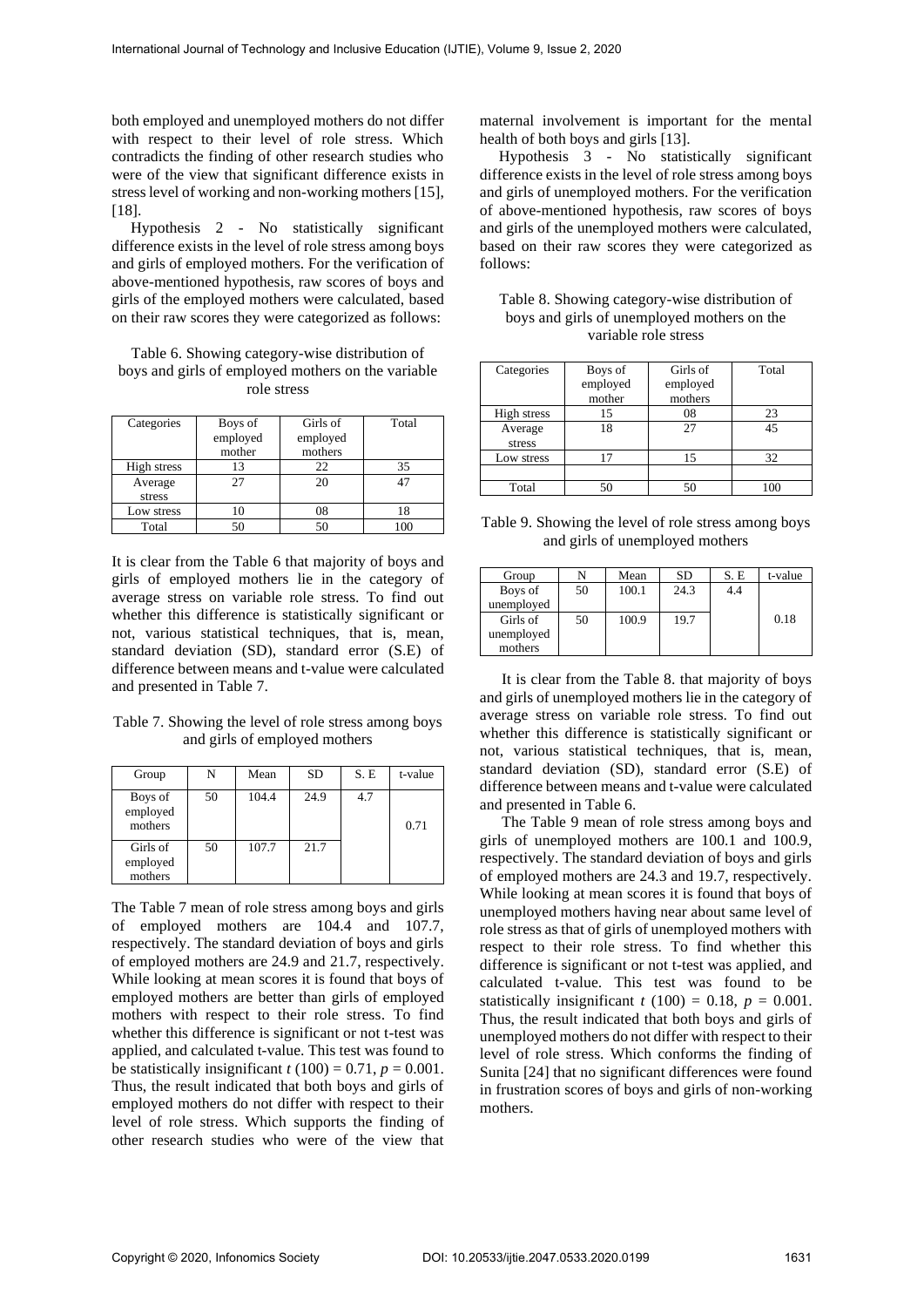both employed and unemployed mothers do not differ with respect to their level of role stress. Which contradicts the finding of other research studies who were of the view that significant difference exists in stress level of working and non-working mothers [15], [18].

Hypothesis 2 - No statistically significant difference exists in the level of role stress among boys and girls of employed mothers. For the verification of above-mentioned hypothesis, raw scores of boys and girls of the employed mothers were calculated, based on their raw scores they were categorized as follows:

Table 6. Showing category-wise distribution of boys and girls of employed mothers on the variable role stress

| Categories | Boys of employed mother | Girls of employed mothers | Total |
|---|---|---|---|
| High stress | 13 | 22 | 35 |
| Average stress | 27 | 20 | 47 |
| Low stress | 10 | 08 | 18 |
| Total | 50 | 50 | 100 |

It is clear from the Table 6 that majority of boys and girls of employed mothers lie in the category of average stress on variable role stress. To find out whether this difference is statistically significant or not, various statistical techniques, that is, mean, standard deviation (SD), standard error (S.E) of difference between means and t-value were calculated and presented in Table 7.

Table 7. Showing the level of role stress among boys and girls of employed mothers

| Group | N | Mean | SD | S. E | t-value |
|---|---|---|---|---|---|
| Boys of employed mothers | 50 | 104.4 | 24.9 | 4.7 | 0.71 |
| Girls of employed mothers | 50 | 107.7 | 21.7 | | |

The Table 7 mean of role stress among boys and girls of employed mothers are 104.4 and 107.7, respectively. The standard deviation of boys and girls of employed mothers are 24.9 and 21.7, respectively. While looking at mean scores it is found that boys of employed mothers are better than girls of employed mothers with respect to their role stress. To find whether this difference is significant or not t-test was applied, and calculated t-value. This test was found to be statistically insignificant $t$ (100) = 0.71, $p$ = 0.001. Thus, the result indicated that both boys and girls of employed mothers do not differ with respect to their level of role stress. Which supports the finding of other research studies who were of the view that maternal involvement is important for the mental health of both boys and girls [13].

Hypothesis 3 - No statistically significant difference exists in the level of role stress among boys and girls of unemployed mothers. For the verification of above-mentioned hypothesis, raw scores of boys and girls of the unemployed mothers were calculated, based on their raw scores they were categorized as follows:

Table 8. Showing category-wise distribution of boys and girls of unemployed mothers on the variable role stress

| Categories | Boys of employed mother | Girls of employed mothers | Total |
|---|---|---|---|
| High stress | 15 | 08 | 23 |
| Average stress | 18 | 27 | 45 |
| Low stress | 17 | 15 | 32 |
| | | | |
| Total | 50 | 50 | 100 |

Table 9. Showing the level of role stress among boys and girls of unemployed mothers

| Group | N | Mean | SD | S. E | t-value |
|---|---|---|---|---|---|
| Boys of unemployed | 50 | 100.1 | 24.3 | 4.4 | 0.18 |
| Girls of unemployed mothers | 50 | 100.9 | 19.7 | | |

It is clear from the Table 8. that majority of boys and girls of unemployed mothers lie in the category of average stress on variable role stress. To find out whether this difference is statistically significant or not, various statistical techniques, that is, mean, standard deviation (SD), standard error (S.E) of difference between means and t-value were calculated and presented in Table 6.

The Table 9 mean of role stress among boys and girls of unemployed mothers are 100.1 and 100.9, respectively. The standard deviation of boys and girls of employed mothers are 24.3 and 19.7, respectively. While looking at mean scores it is found that boys of unemployed mothers having near about same level of role stress as that of girls of unemployed mothers with respect to their role stress. To find whether this difference is significant or not t-test was applied, and calculated t-value. This test was found to be statistically insignificant $t$ (100) = 0.18, $p$ = 0.001. Thus, the result indicated that both boys and girls of unemployed mothers do not differ with respect to their level of role stress. Which conforms the finding of Sunita [24] that no significant differences were found in frustration scores of boys and girls of non-working mothers.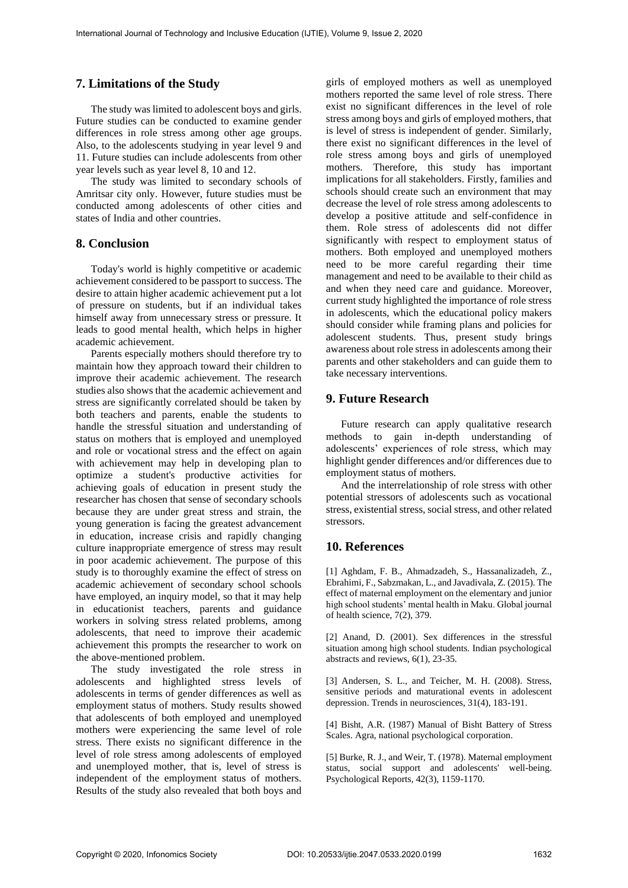## 7. Limitations of the Study

The study was limited to adolescent boys and girls. Future studies can be conducted to examine gender differences in role stress among other age groups. Also, to the adolescents studying in year level 9 and 11. Future studies can include adolescents from other year levels such as year level 8, 10 and 12.

The study was limited to secondary schools of Amritsar city only. However, future studies must be conducted among adolescents of other cities and states of India and other countries.

## 8. Conclusion

Today's world is highly competitive or academic achievement considered to be passport to success. The desire to attain higher academic achievement put a lot of pressure on students, but if an individual takes himself away from unnecessary stress or pressure. It leads to good mental health, which helps in higher academic achievement.

Parents especially mothers should therefore try to maintain how they approach toward their children to improve their academic achievement. The research studies also shows that the academic achievement and stress are significantly correlated should be taken by both teachers and parents, enable the students to handle the stressful situation and understanding of status on mothers that is employed and unemployed and role or vocational stress and the effect on again with achievement may help in developing plan to optimize a student's productive activities for achieving goals of education in present study the researcher has chosen that sense of secondary schools because they are under great stress and strain, the young generation is facing the greatest advancement in education, increase crisis and rapidly changing culture inappropriate emergence of stress may result in poor academic achievement. The purpose of this study is to thoroughly examine the effect of stress on academic achievement of secondary school schools have employed, an inquiry model, so that it may help in educationist teachers, parents and guidance workers in solving stress related problems, among adolescents, that need to improve their academic achievement this prompts the researcher to work on the above-mentioned problem.

The study investigated the role stress in adolescents and highlighted stress levels of adolescents in terms of gender differences as well as employment status of mothers. Study results showed that adolescents of both employed and unemployed mothers were experiencing the same level of role stress. There exists no significant difference in the level of role stress among adolescents of employed and unemployed mother, that is, level of stress is independent of the employment status of mothers. Results of the study also revealed that both boys and girls of employed mothers as well as unemployed mothers reported the same level of role stress. There exist no significant differences in the level of role stress among boys and girls of employed mothers, that is level of stress is independent of gender. Similarly, there exist no significant differences in the level of role stress among boys and girls of unemployed mothers. Therefore, this study has important implications for all stakeholders. Firstly, families and schools should create such an environment that may decrease the level of role stress among adolescents to develop a positive attitude and self-confidence in them. Role stress of adolescents did not differ significantly with respect to employment status of mothers. Both employed and unemployed mothers need to be more careful regarding their time management and need to be available to their child as and when they need care and guidance. Moreover, current study highlighted the importance of role stress in adolescents, which the educational policy makers should consider while framing plans and policies for adolescent students. Thus, present study brings awareness about role stress in adolescents among their parents and other stakeholders and can guide them to take necessary interventions.

## 9. Future Research

Future research can apply qualitative research methods to gain in-depth understanding of adolescents' experiences of role stress, which may highlight gender differences and/or differences due to employment status of mothers.

And the interrelationship of role stress with other potential stressors of adolescents such as vocational stress, existential stress, social stress, and other related stressors.

## 10. References

[1] Aghdam, F. B., Ahmadzadeh, S., Hassanalizadeh, Z., Ebrahimi, F., Sabzmakan, L., and Javadivala, Z. (2015). The effect of maternal employment on the elementary and junior high school students' mental health in Maku. Global journal of health science, 7(2), 379.

[2] Anand, D. (2001). Sex differences in the stressful situation among high school students. Indian psychological abstracts and reviews, 6(1), 23-35.

[3] Andersen, S. L., and Teicher, M. H. (2008). Stress, sensitive periods and maturational events in adolescent depression. Trends in neurosciences, 31(4), 183-191.

[4] Bisht, A.R. (1987) Manual of Bisht Battery of Stress Scales. Agra, national psychological corporation.

[5] Burke, R. J., and Weir, T. (1978). Maternal employment status, social support and adolescents' well-being. Psychological Reports, 42(3), 1159-1170.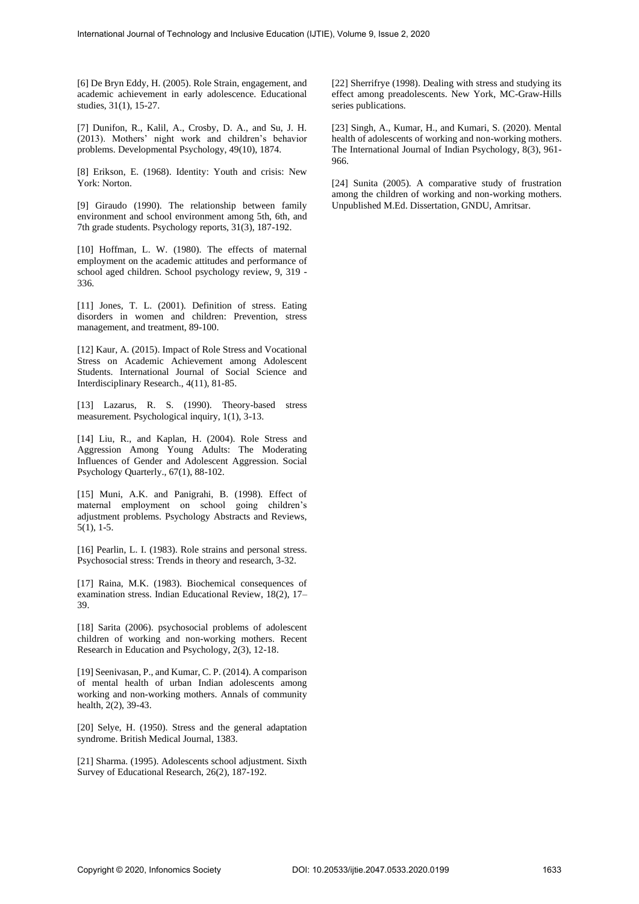[6] De Bryn Eddy, H. (2005). Role Strain, engagement, and academic achievement in early adolescence. Educational studies, 31(1), 15-27.

[7] Dunifon, R., Kalil, A., Crosby, D. A., and Su, J. H. (2013). Mothers' night work and children's behavior problems. Developmental Psychology, 49(10), 1874.

[8] Erikson, E. (1968). Identity: Youth and crisis: New York: Norton.

[9] Giraudo (1990). The relationship between family environment and school environment among 5th, 6th, and 7th grade students. Psychology reports, 31(3), 187-192.

[10] Hoffman, L. W. (1980). The effects of maternal employment on the academic attitudes and performance of school aged children. School psychology review, 9, 319 - 336.

[11] Jones, T. L. (2001). Definition of stress. Eating disorders in women and children: Prevention, stress management, and treatment, 89-100.

[12] Kaur, A. (2015). Impact of Role Stress and Vocational Stress on Academic Achievement among Adolescent Students. International Journal of Social Science and Interdisciplinary Research., 4(11), 81-85.

[13] Lazarus, R. S. (1990). Theory-based stress measurement. Psychological inquiry, 1(1), 3-13.

[14] Liu, R., and Kaplan, H. (2004). Role Stress and Aggression Among Young Adults: The Moderating Influences of Gender and Adolescent Aggression. Social Psychology Quarterly., 67(1), 88-102.

[15] Muni, A.K. and Panigrahi, B. (1998). Effect of maternal employment on school going children's adjustment problems. Psychology Abstracts and Reviews, 5(1), 1-5.

[16] Pearlin, L. I. (1983). Role strains and personal stress. Psychosocial stress: Trends in theory and research, 3-32.

[17] Raina, M.K. (1983). Biochemical consequences of examination stress. Indian Educational Review, 18(2), 17–39.

[18] Sarita (2006). psychosocial problems of adolescent children of working and non-working mothers. Recent Research in Education and Psychology, 2(3), 12-18.

[19] Seenivasan, P., and Kumar, C. P. (2014). A comparison of mental health of urban Indian adolescents among working and non-working mothers. Annals of community health, 2(2), 39-43.

[20] Selye, H. (1950). Stress and the general adaptation syndrome. British Medical Journal, 1383.

[21] Sharma. (1995). Adolescents school adjustment. Sixth Survey of Educational Research, 26(2), 187-192.

[22] Sherrifrye (1998). Dealing with stress and studying its effect among preadolescents. New York, MC-Graw-Hills series publications.

[23] Singh, A., Kumar, H., and Kumari, S. (2020). Mental health of adolescents of working and non-working mothers. The International Journal of Indian Psychology, 8(3), 961-966.

[24] Sunita (2005). A comparative study of frustration among the children of working and non-working mothers. Unpublished M.Ed. Dissertation, GNDU, Amritsar.